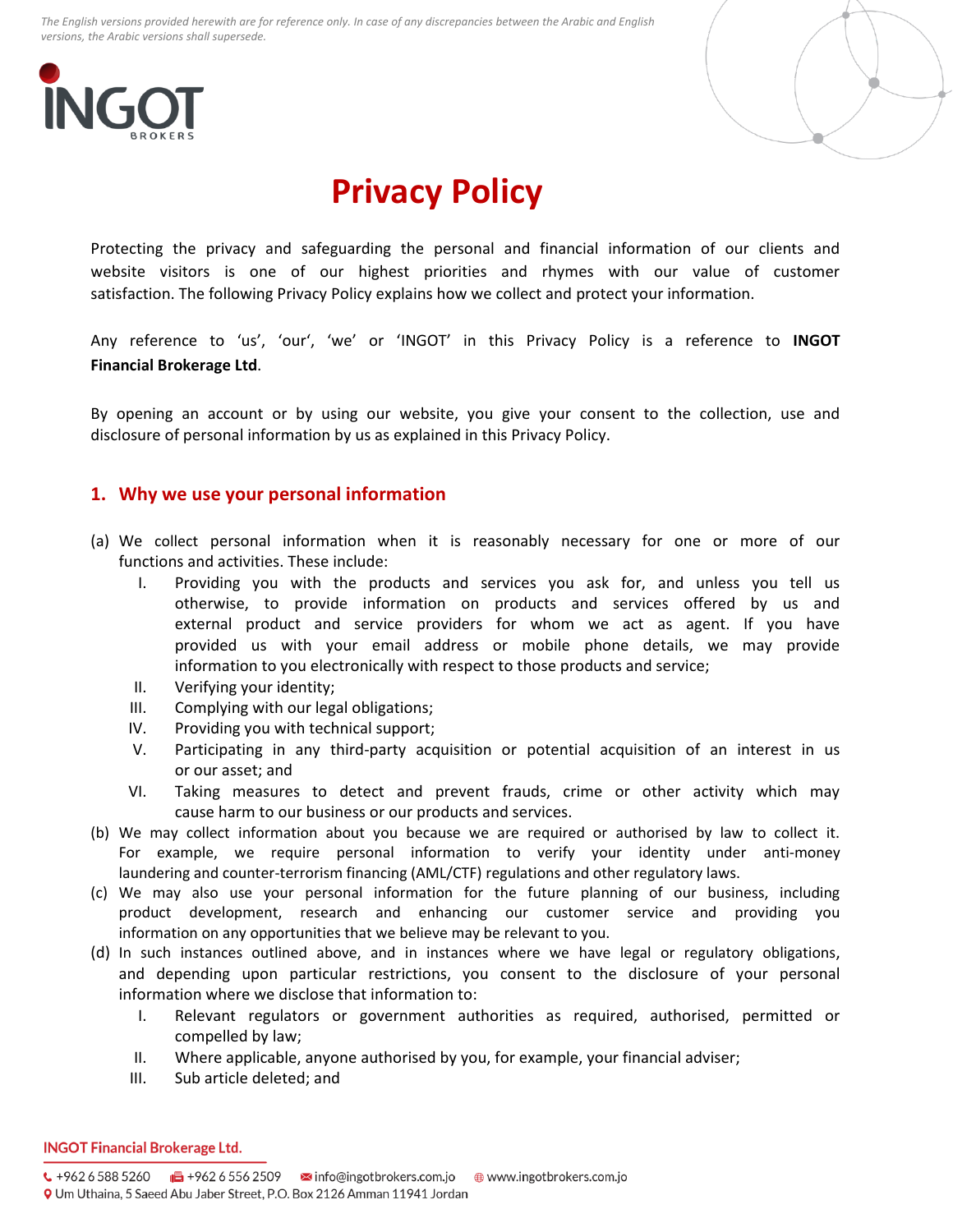*The English versions provided herewith are for reference only. In case of any discrepancies between the Arabic and English versions, the Arabic versions shall supersede.*

# Privacy Policy

Protecting the privacy and safeguarding the personal and financial information of our clients and website visitors is one of our highest priorities and rhymes with our value of customer satisfaction. The following Privacy Policy explains how we collect and protect your information.

Any reference to 'us', 'our', 'we' or 'INGOT' in this Privacy Policy is a reference to **INGOT Financial Brokerage Ltd**.

By opening an account or by using our website, you give your consent to the collection, use and disclosure of personal information by us as explained in this Privacy Policy.

## 1. Why we use your personal information

(a) We collect personal information when it is reasonably necessary for one or more of our functions and activities. These include:

- I. Providing you with the products and services you ask for, and unless you tell us otherwise, to provide information on products and services offered by us and external product and service providers for whom we act as agent. If you have provided us with your email address or mobile phone details, we may provide information to you electronically with respect to those products and service;
- II. Verifying your identity;
- III. Complying with our legal obligations;
- IV. Providing you with technical support;
- V. Participating in any third-party acquisition or potential acquisition of an interest in us or our asset; and
- VI. Taking measures to detect and prevent frauds, crime or other activity which may cause harm to our business or our products and services.

(b) We may collect information about you because we are required or authorised by law to collect it. For example, we require personal information to verify your identity under anti-money laundering and counter-terrorism financing (AML/CTF) regulations and other regulatory laws.

(c) We may also use your personal information for the future planning of our business, including product development, research and enhancing our customer service and providing you information on any opportunities that we believe may be relevant to you.

(d) In such instances outlined above, and in instances where we have legal or regulatory obligations, and depending upon particular restrictions, you consent to the disclosure of your personal information where we disclose that information to:

- I. Relevant regulators or government authorities as required, authorised, permitted or compelled by law;
- II. Where applicable, anyone authorised by you, for example, your financial adviser;
- III. Sub article deleted; and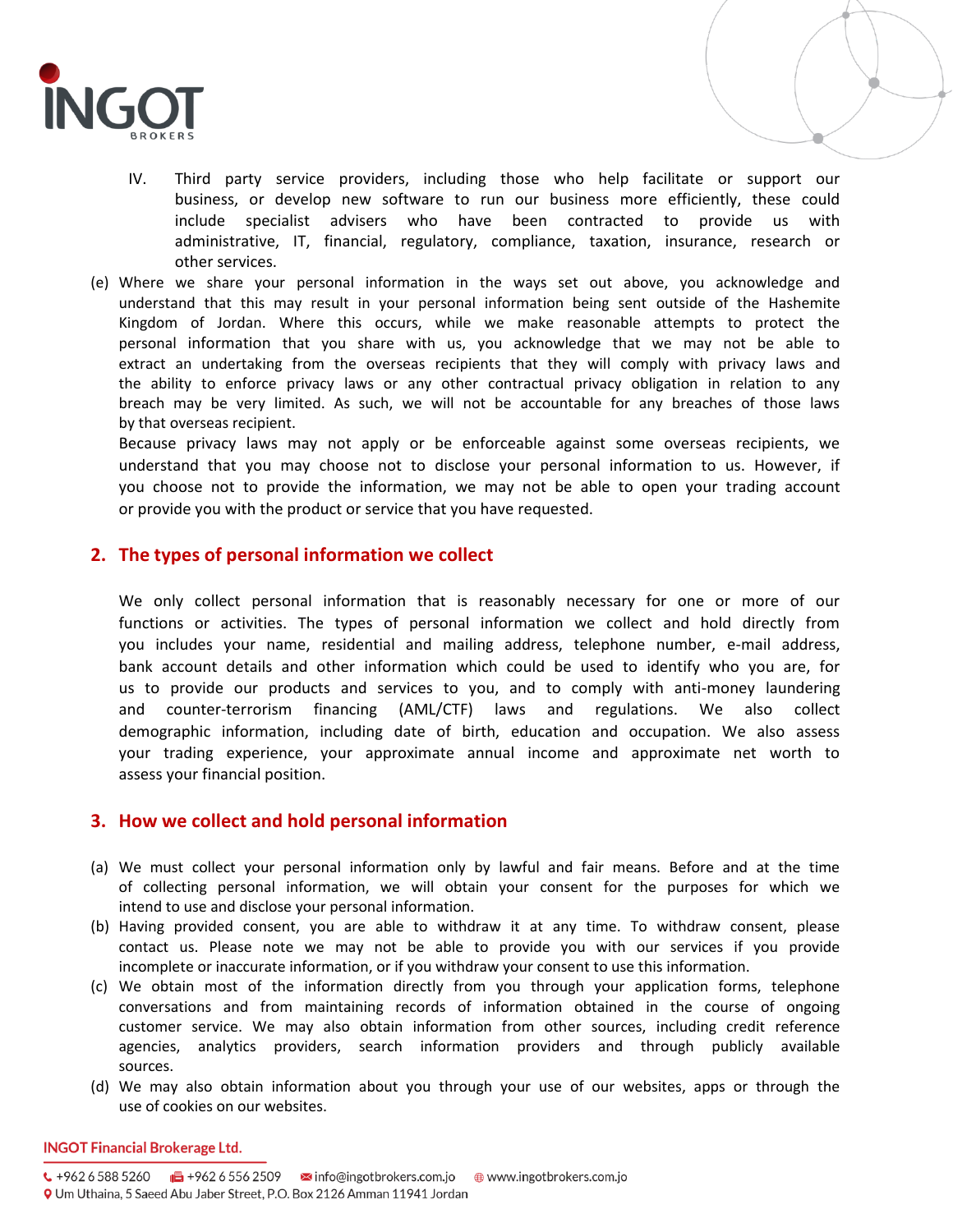IV. Third party service providers, including those who help facilitate or support our business, or develop new software to run our business more efficiently, these could include specialist advisers who have been contracted to provide us with administrative, IT, financial, regulatory, compliance, taxation, insurance, research or other services.

(e) Where we share your personal information in the ways set out above, you acknowledge and understand that this may result in your personal information being sent outside of the Hashemite Kingdom of Jordan. Where this occurs, while we make reasonable attempts to protect the personal information that you share with us, you acknowledge that we may not be able to extract an undertaking from the overseas recipients that they will comply with privacy laws and the ability to enforce privacy laws or any other contractual privacy obligation in relation to any breach may be very limited. As such, we will not be accountable for any breaches of those laws by that overseas recipient.

Because privacy laws may not apply or be enforceable against some overseas recipients, we understand that you may choose not to disclose your personal information to us. However, if you choose not to provide the information, we may not be able to open your trading account or provide you with the product or service that you have requested.

## 2. The types of personal information we collect

We only collect personal information that is reasonably necessary for one or more of our functions or activities. The types of personal information we collect and hold directly from you includes your name, residential and mailing address, telephone number, e-mail address, bank account details and other information which could be used to identify who you are, for us to provide our products and services to you, and to comply with anti-money laundering and counter-terrorism financing (AML/CTF) laws and regulations. We also collect demographic information, including date of birth, education and occupation. We also assess your trading experience, your approximate annual income and approximate net worth to assess your financial position.

## 3. How we collect and hold personal information

(a) We must collect your personal information only by lawful and fair means. Before and at the time of collecting personal information, we will obtain your consent for the purposes for which we intend to use and disclose your personal information.

(b) Having provided consent, you are able to withdraw it at any time. To withdraw consent, please contact us. Please note we may not be able to provide you with our services if you provide incomplete or inaccurate information, or if you withdraw your consent to use this information.

(c) We obtain most of the information directly from you through your application forms, telephone conversations and from maintaining records of information obtained in the course of ongoing customer service. We may also obtain information from other sources, including credit reference agencies, analytics providers, search information providers and through publicly available sources.

(d) We may also obtain information about you through your use of our websites, apps or through the use of cookies on our websites.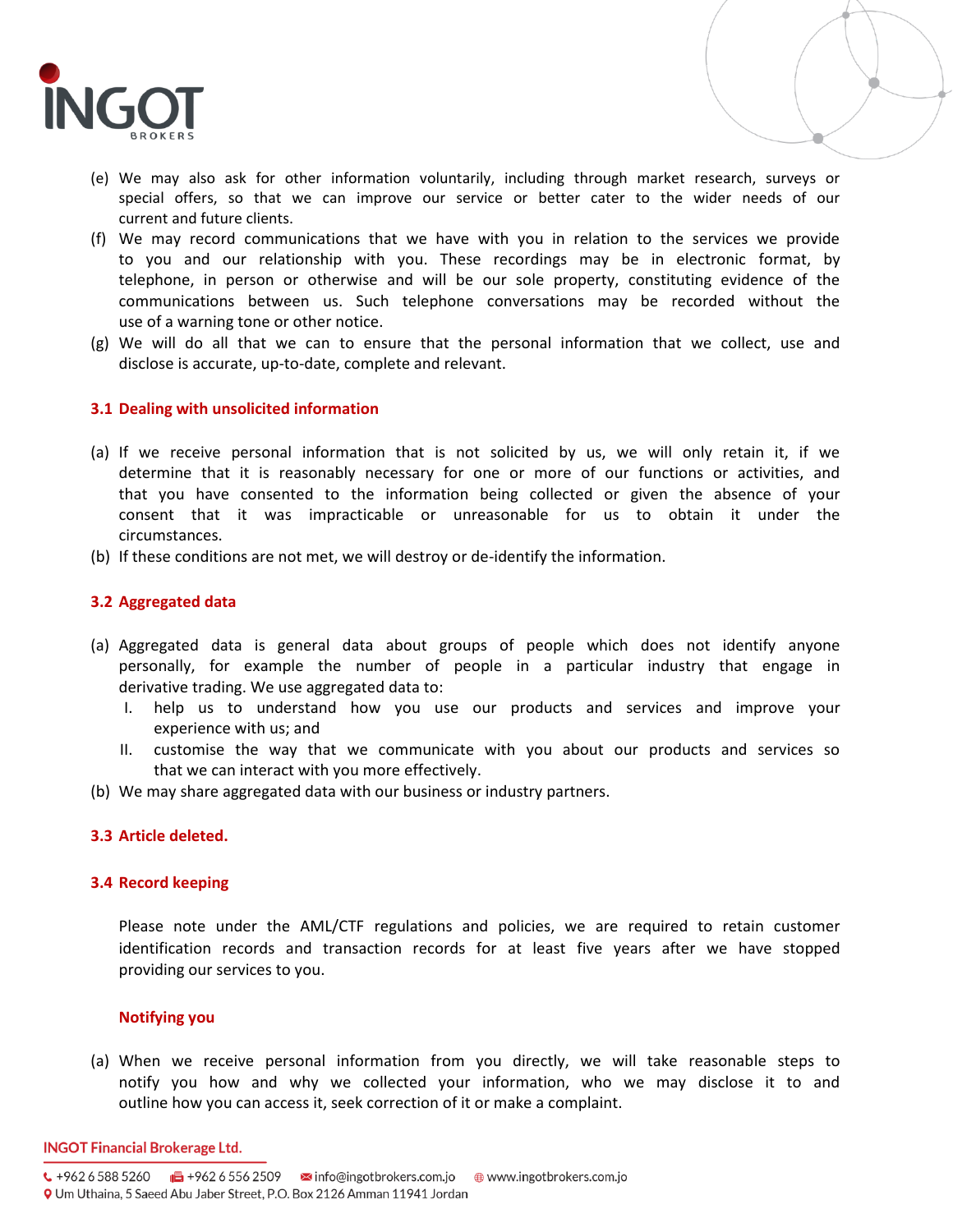(e) We may also ask for other information voluntarily, including through market research, surveys or special offers, so that we can improve our service or better cater to the wider needs of our current and future clients.

(f) We may record communications that we have with you in relation to the services we provide to you and our relationship with you. These recordings may be in electronic format, by telephone, in person or otherwise and will be our sole property, constituting evidence of the communications between us. Such telephone conversations may be recorded without the use of a warning tone or other notice.

(g) We will do all that we can to ensure that the personal information that we collect, use and disclose is accurate, up-to-date, complete and relevant.

### 3.1 Dealing with unsolicited information

(a) If we receive personal information that is not solicited by us, we will only retain it, if we determine that it is reasonably necessary for one or more of our functions or activities, and that you have consented to the information being collected or given the absence of your consent that it was impracticable or unreasonable for us to obtain it under the circumstances.

(b) If these conditions are not met, we will destroy or de-identify the information.

### 3.2 Aggregated data

(a) Aggregated data is general data about groups of people which does not identify anyone personally, for example the number of people in a particular industry that engage in derivative trading. We use aggregated data to:

   I. help us to understand how you use our products and services and improve your experience with us; and

   II. customise the way that we communicate with you about our products and services so that we can interact with you more effectively.

(b) We may share aggregated data with our business or industry partners.

### 3.3 Article deleted.

### 3.4 Record keeping

Please note under the AML/CTF regulations and policies, we are required to retain customer identification records and transaction records for at least five years after we have stopped providing our services to you.

### Notifying you

(a) When we receive personal information from you directly, we will take reasonable steps to notify you how and why we collected your information, who we may disclose it to and outline how you can access it, seek correction of it or make a complaint.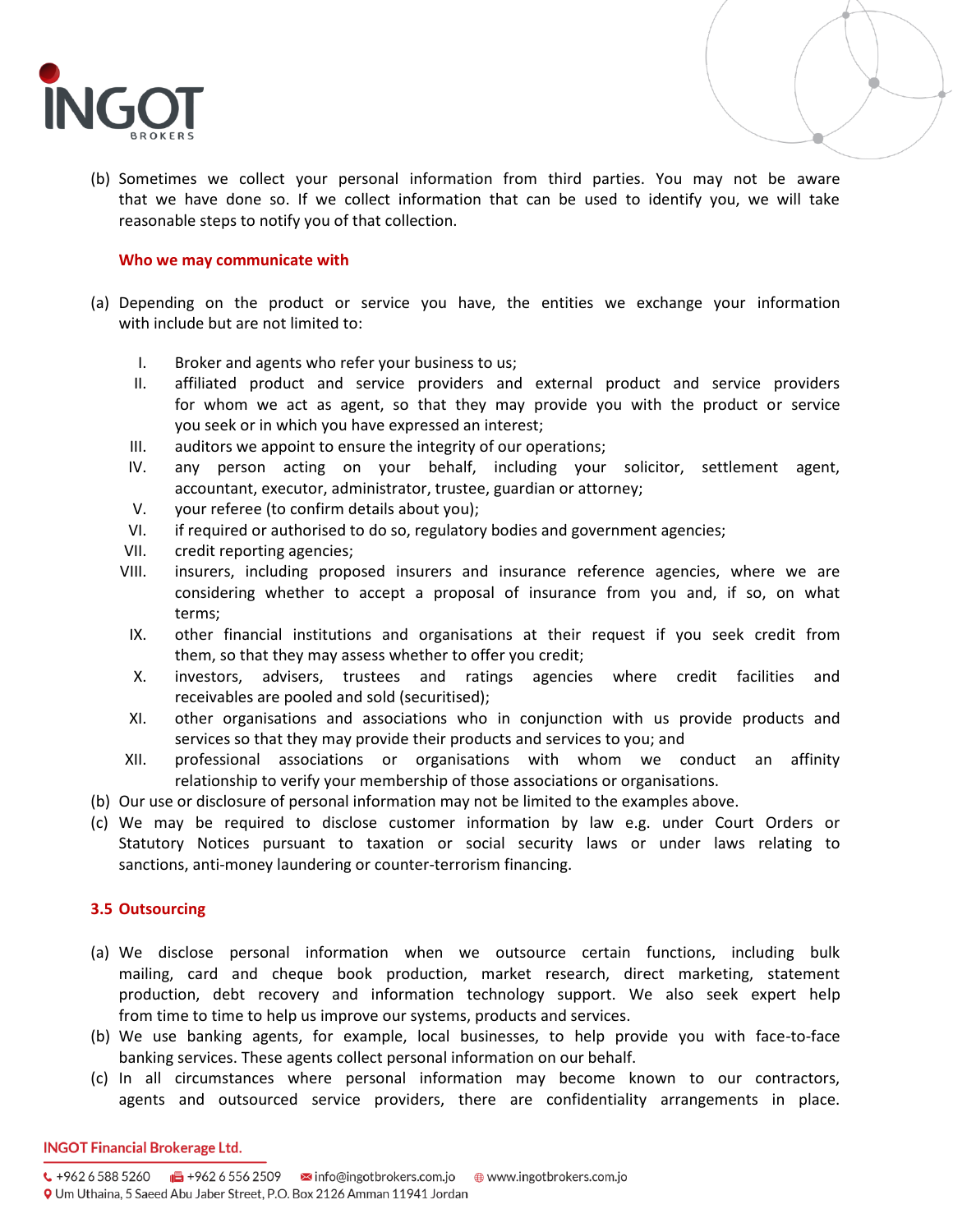(b) Sometimes we collect your personal information from third parties. You may not be aware that we have done so. If we collect information that can be used to identify you, we will take reasonable steps to notify you of that collection.

### Who we may communicate with

(a) Depending on the product or service you have, the entities we exchange your information with include but are not limited to:

I. Broker and agents who refer your business to us;
II. affiliated product and service providers and external product and service providers for whom we act as agent, so that they may provide you with the product or service you seek or in which you have expressed an interest;
III. auditors we appoint to ensure the integrity of our operations;
IV. any person acting on your behalf, including your solicitor, settlement agent, accountant, executor, administrator, trustee, guardian or attorney;
V. your referee (to confirm details about you);
VI. if required or authorised to do so, regulatory bodies and government agencies;
VII. credit reporting agencies;
VIII. insurers, including proposed insurers and insurance reference agencies, where we are considering whether to accept a proposal of insurance from you and, if so, on what terms;
IX. other financial institutions and organisations at their request if you seek credit from them, so that they may assess whether to offer you credit;
X. investors, advisers, trustees and ratings agencies where credit facilities and receivables are pooled and sold (securitised);
XI. other organisations and associations who in conjunction with us provide products and services so that they may provide their products and services to you; and
XII. professional associations or organisations with whom we conduct an affinity relationship to verify your membership of those associations or organisations.

(b) Our use or disclosure of personal information may not be limited to the examples above.

(c) We may be required to disclose customer information by law e.g. under Court Orders or Statutory Notices pursuant to taxation or social security laws or under laws relating to sanctions, anti-money laundering or counter-terrorism financing.

## 3.5 Outsourcing

(a) We disclose personal information when we outsource certain functions, including bulk mailing, card and cheque book production, market research, direct marketing, statement production, debt recovery and information technology support. We also seek expert help from time to time to help us improve our systems, products and services.

(b) We use banking agents, for example, local businesses, to help provide you with face-to-face banking services. These agents collect personal information on our behalf.

(c) In all circumstances where personal information may become known to our contractors, agents and outsourced service providers, there are confidentiality arrangements in place.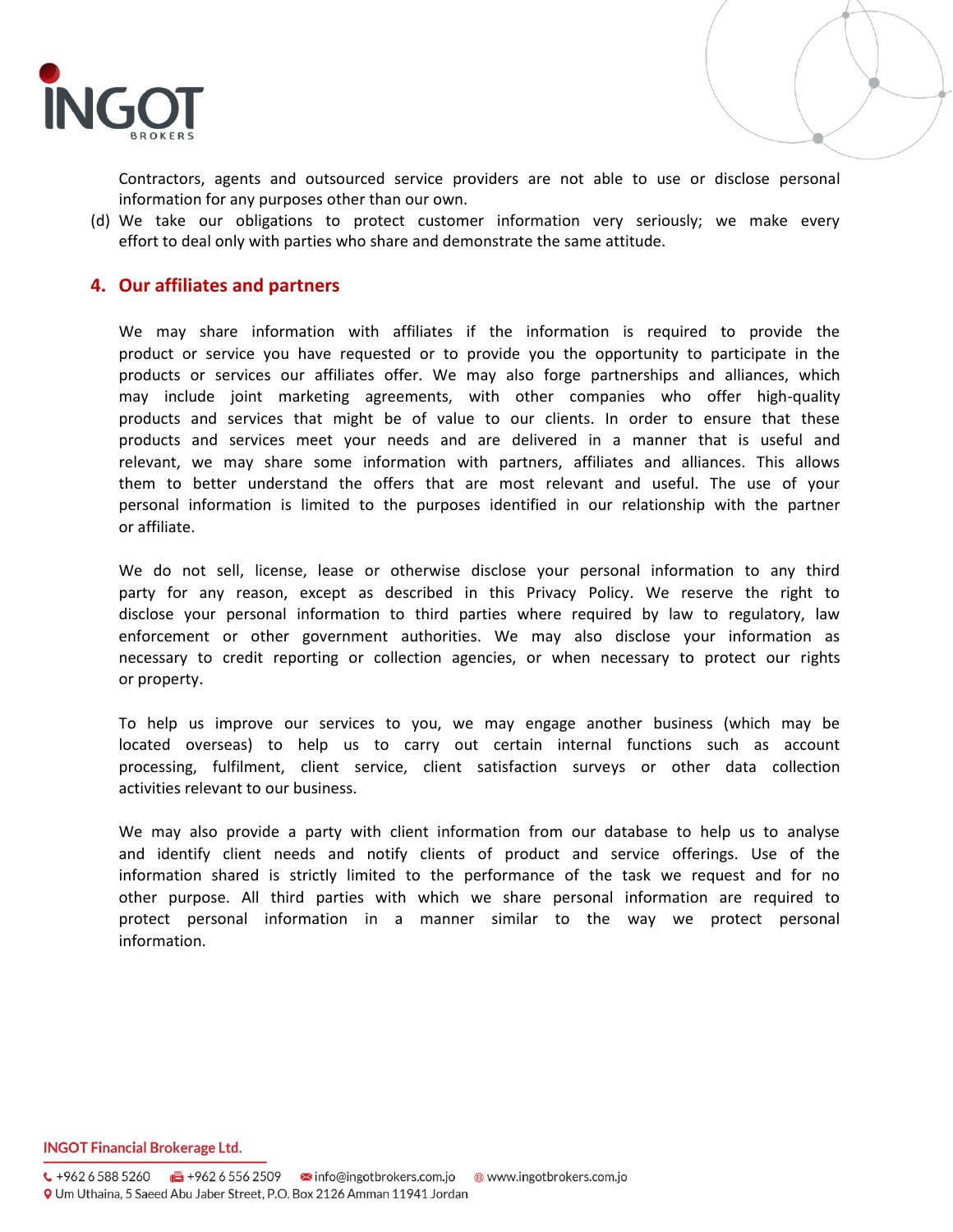Contractors, agents and outsourced service providers are not able to use or disclose personal information for any purposes other than our own.

(d) We take our obligations to protect customer information very seriously; we make every effort to deal only with parties who share and demonstrate the same attitude.

## 4. Our affiliates and partners

We may share information with affiliates if the information is required to provide the product or service you have requested or to provide you the opportunity to participate in the products or services our affiliates offer. We may also forge partnerships and alliances, which may include joint marketing agreements, with other companies who offer high-quality products and services that might be of value to our clients. In order to ensure that these products and services meet your needs and are delivered in a manner that is useful and relevant, we may share some information with partners, affiliates and alliances. This allows them to better understand the offers that are most relevant and useful. The use of your personal information is limited to the purposes identified in our relationship with the partner or affiliate.

We do not sell, license, lease or otherwise disclose your personal information to any third party for any reason, except as described in this Privacy Policy. We reserve the right to disclose your personal information to third parties where required by law to regulatory, law enforcement or other government authorities. We may also disclose your information as necessary to credit reporting or collection agencies, or when necessary to protect our rights or property.

To help us improve our services to you, we may engage another business (which may be located overseas) to help us to carry out certain internal functions such as account processing, fulfilment, client service, client satisfaction surveys or other data collection activities relevant to our business.

We may also provide a party with client information from our database to help us to analyse and identify client needs and notify clients of product and service offerings. Use of the information shared is strictly limited to the performance of the task we request and for no other purpose. All third parties with which we share personal information are required to protect personal information in a manner similar to the way we protect personal information.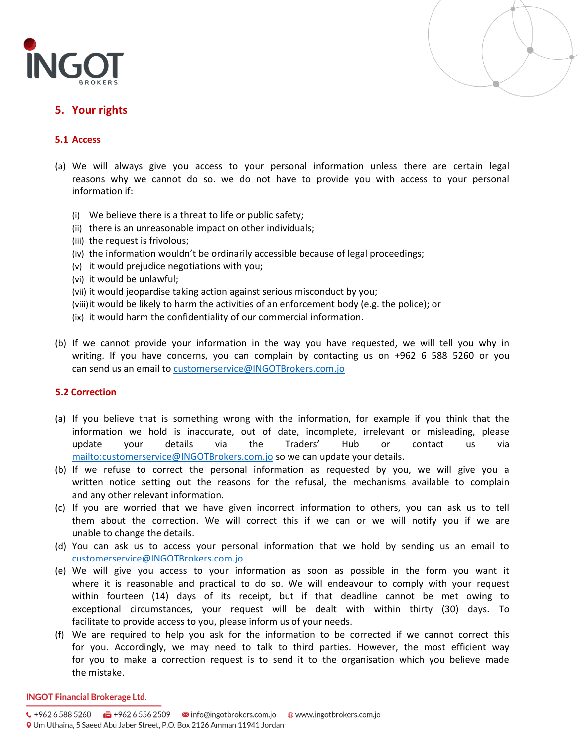## 5. Your rights

### 5.1 Access

(a) We will always give you access to your personal information unless there are certain legal reasons why we cannot do so. we do not have to provide you with access to your personal information if:

   (i) We believe there is a threat to life or public safety;
   (ii) there is an unreasonable impact on other individuals;
   (iii) the request is frivolous;
   (iv) the information wouldn't be ordinarily accessible because of legal proceedings;
   (v) it would prejudice negotiations with you;
   (vi) it would be unlawful;
   (vii) it would jeopardise taking action against serious misconduct by you;
   (viii) it would be likely to harm the activities of an enforcement body (e.g. the police); or
   (ix) it would harm the confidentiality of our commercial information.

(b) If we cannot provide your information in the way you have requested, we will tell you why in writing. If you have concerns, you can complain by contacting us on +962 6 588 5260 or you can send us an email to customerservice@INGOTBrokers.com.jo

### 5.2 Correction

(a) If you believe that is something wrong with the information, for example if you think that the information we hold is inaccurate, out of date, incomplete, irrelevant or misleading, please update your details via the Traders' Hub or contact us via mailto:customerservice@INGOTBrokers.com.jo so we can update your details.

(b) If we refuse to correct the personal information as requested by you, we will give you a written notice setting out the reasons for the refusal, the mechanisms available to complain and any other relevant information.

(c) If you are worried that we have given incorrect information to others, you can ask us to tell them about the correction. We will correct this if we can or we will notify you if we are unable to change the details.

(d) You can ask us to access your personal information that we hold by sending us an email to customerservice@INGOTBrokers.com.jo

(e) We will give you access to your information as soon as possible in the form you want it where it is reasonable and practical to do so. We will endeavour to comply with your request within fourteen (14) days of its receipt, but if that deadline cannot be met owing to exceptional circumstances, your request will be dealt with within thirty (30) days. To facilitate to provide access to you, please inform us of your needs.

(f) We are required to help you ask for the information to be corrected if we cannot correct this for you. Accordingly, we may need to talk to third parties. However, the most efficient way for you to make a correction request is to send it to the organisation which you believe made the mistake.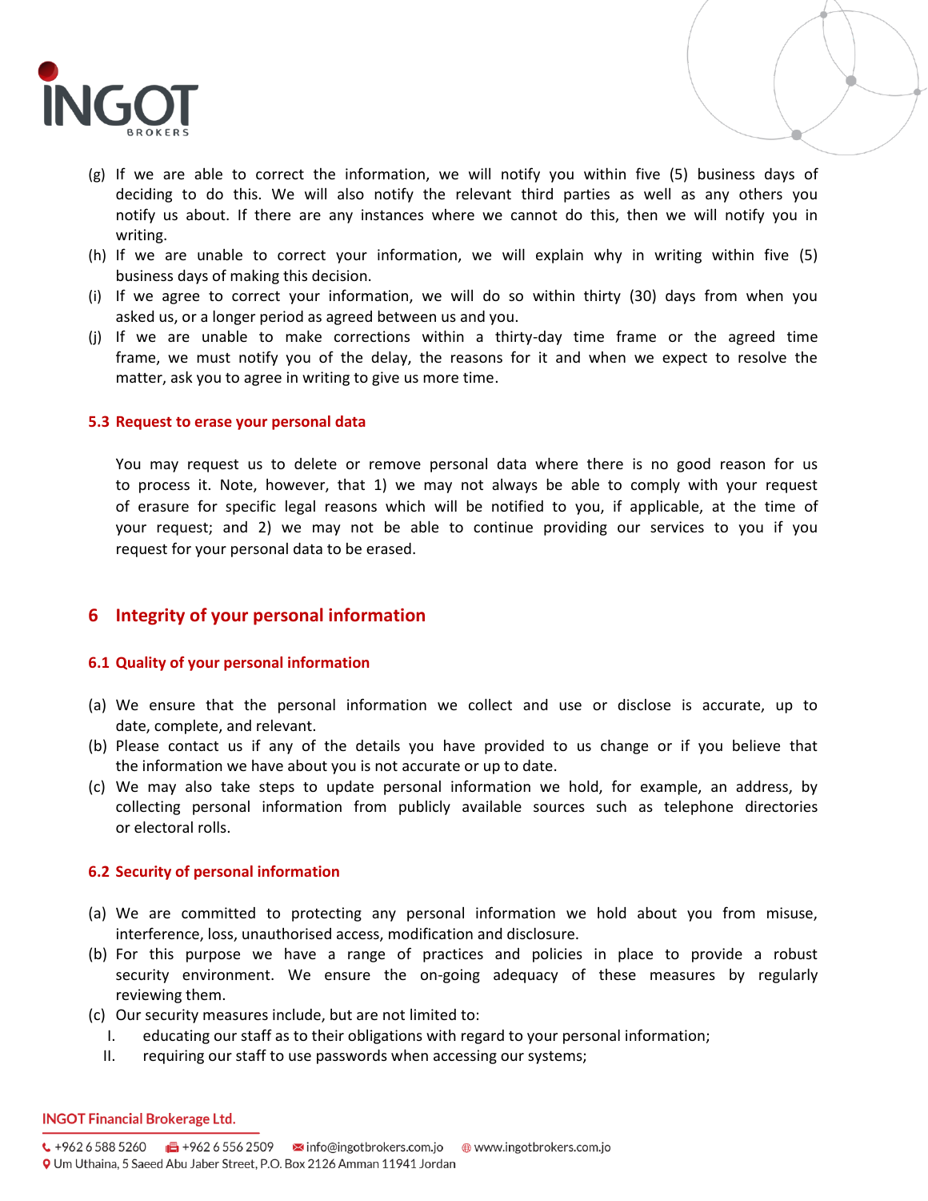(g) If we are able to correct the information, we will notify you within five (5) business days of deciding to do this. We will also notify the relevant third parties as well as any others you notify us about. If there are any instances where we cannot do this, then we will notify you in writing.

(h) If we are unable to correct your information, we will explain why in writing within five (5) business days of making this decision.

(i) If we agree to correct your information, we will do so within thirty (30) days from when you asked us, or a longer period as agreed between us and you.

(j) If we are unable to make corrections within a thirty-day time frame or the agreed time frame, we must notify you of the delay, the reasons for it and when we expect to resolve the matter, ask you to agree in writing to give us more time.

### 5.3 Request to erase your personal data

You may request us to delete or remove personal data where there is no good reason for us to process it. Note, however, that 1) we may not always be able to comply with your request of erasure for specific legal reasons which will be notified to you, if applicable, at the time of your request; and 2) we may not be able to continue providing our services to you if you request for your personal data to be erased.

## 6 Integrity of your personal information

### 6.1 Quality of your personal information

(a) We ensure that the personal information we collect and use or disclose is accurate, up to date, complete, and relevant.

(b) Please contact us if any of the details you have provided to us change or if you believe that the information we have about you is not accurate or up to date.

(c) We may also take steps to update personal information we hold, for example, an address, by collecting personal information from publicly available sources such as telephone directories or electoral rolls.

### 6.2 Security of personal information

(a) We are committed to protecting any personal information we hold about you from misuse, interference, loss, unauthorised access, modification and disclosure.

(b) For this purpose we have a range of practices and policies in place to provide a robust security environment. We ensure the on-going adequacy of these measures by regularly reviewing them.

(c) Our security measures include, but are not limited to:

   I. educating our staff as to their obligations with regard to your personal information;

   II. requiring our staff to use passwords when accessing our systems;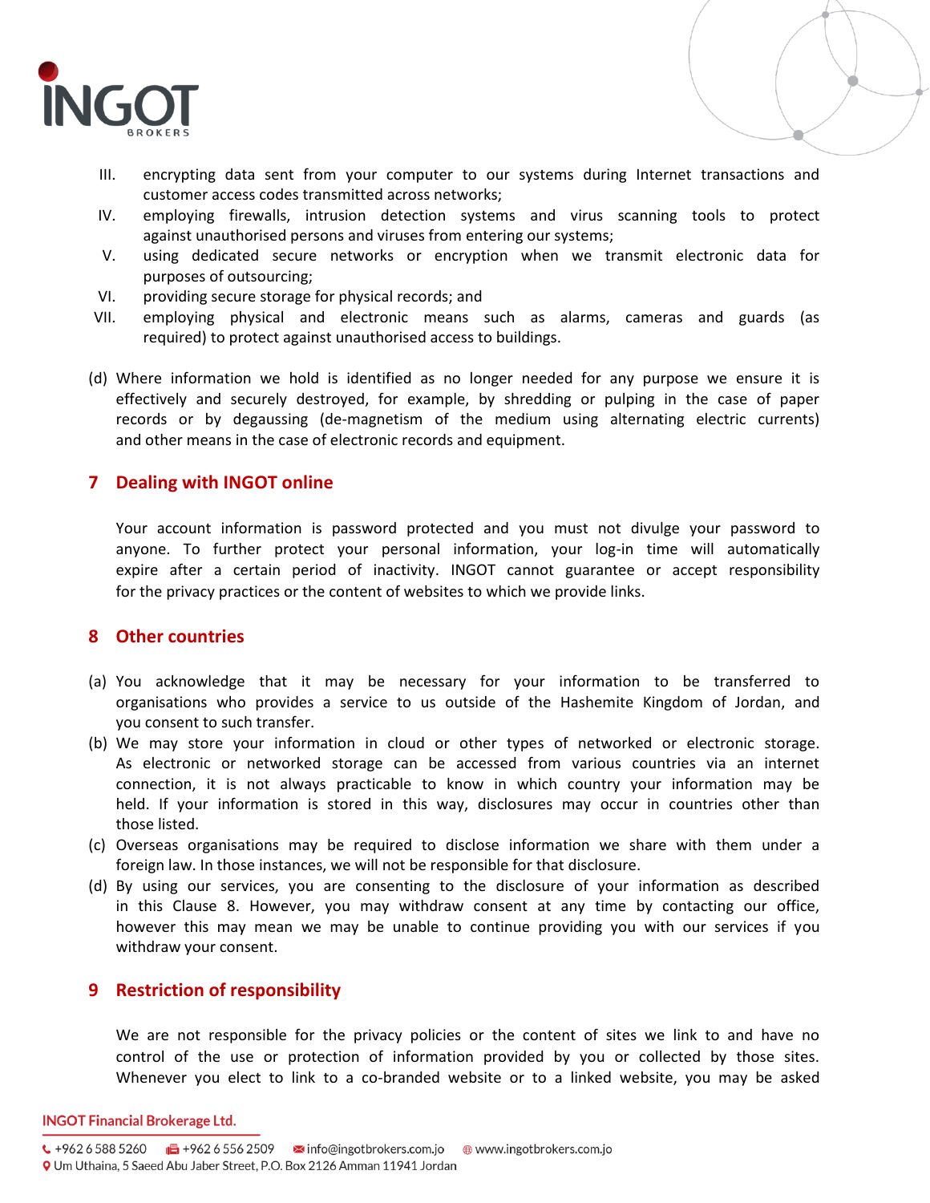III. encrypting data sent from your computer to our systems during Internet transactions and customer access codes transmitted across networks;
IV. employing firewalls, intrusion detection systems and virus scanning tools to protect against unauthorised persons and viruses from entering our systems;
V. using dedicated secure networks or encryption when we transmit electronic data for purposes of outsourcing;
VI. providing secure storage for physical records; and
VII. employing physical and electronic means such as alarms, cameras and guards (as required) to protect against unauthorised access to buildings.

(d) Where information we hold is identified as no longer needed for any purpose we ensure it is effectively and securely destroyed, for example, by shredding or pulping in the case of paper records or by degaussing (de-magnetism of the medium using alternating electric currents) and other means in the case of electronic records and equipment.

## 7 Dealing with INGOT online

Your account information is password protected and you must not divulge your password to anyone. To further protect your personal information, your log-in time will automatically expire after a certain period of inactivity. INGOT cannot guarantee or accept responsibility for the privacy practices or the content of websites to which we provide links.

## 8 Other countries

(a) You acknowledge that it may be necessary for your information to be transferred to organisations who provides a service to us outside of the Hashemite Kingdom of Jordan, and you consent to such transfer.
(b) We may store your information in cloud or other types of networked or electronic storage. As electronic or networked storage can be accessed from various countries via an internet connection, it is not always practicable to know in which country your information may be held. If your information is stored in this way, disclosures may occur in countries other than those listed.
(c) Overseas organisations may be required to disclose information we share with them under a foreign law. In those instances, we will not be responsible for that disclosure.
(d) By using our services, you are consenting to the disclosure of your information as described in this Clause 8. However, you may withdraw consent at any time by contacting our office, however this may mean we may be unable to continue providing you with our services if you withdraw your consent.

## 9 Restriction of responsibility

We are not responsible for the privacy policies or the content of sites we link to and have no control of the use or protection of information provided by you or collected by those sites. Whenever you elect to link to a co-branded website or to a linked website, you may be asked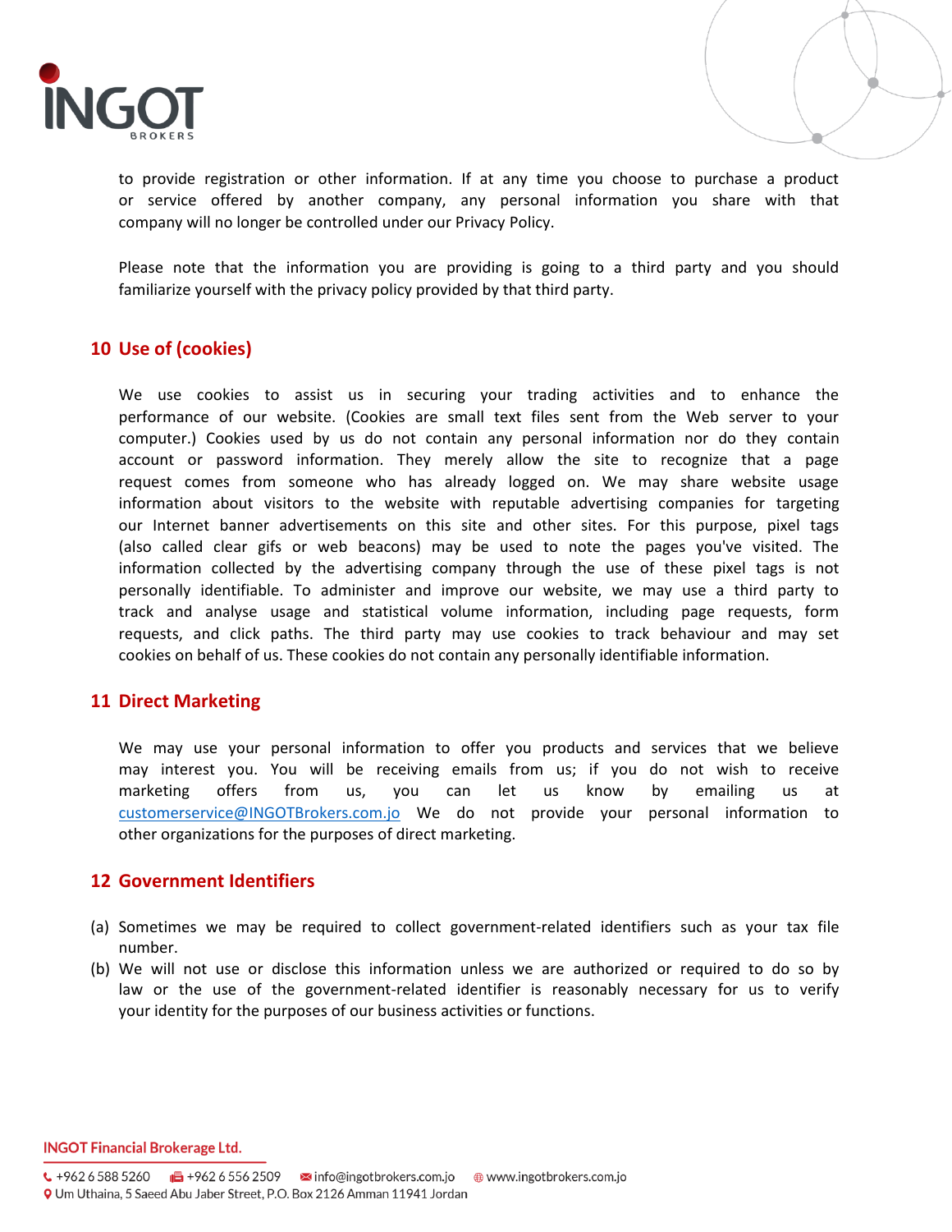to provide registration or other information. If at any time you choose to purchase a product or service offered by another company, any personal information you share with that company will no longer be controlled under our Privacy Policy.

Please note that the information you are providing is going to a third party and you should familiarize yourself with the privacy policy provided by that third party.

## 10 Use of (cookies)

We use cookies to assist us in securing your trading activities and to enhance the performance of our website. (Cookies are small text files sent from the Web server to your computer.) Cookies used by us do not contain any personal information nor do they contain account or password information. They merely allow the site to recognize that a page request comes from someone who has already logged on. We may share website usage information about visitors to the website with reputable advertising companies for targeting our Internet banner advertisements on this site and other sites. For this purpose, pixel tags (also called clear gifs or web beacons) may be used to note the pages you've visited. The information collected by the advertising company through the use of these pixel tags is not personally identifiable. To administer and improve our website, we may use a third party to track and analyse usage and statistical volume information, including page requests, form requests, and click paths. The third party may use cookies to track behaviour and may set cookies on behalf of us. These cookies do not contain any personally identifiable information.

## 11 Direct Marketing

We may use your personal information to offer you products and services that we believe may interest you. You will be receiving emails from us; if you do not wish to receive marketing offers from us, you can let us know by emailing us at customerservice@INGOTBrokers.com.jo We do not provide your personal information to other organizations for the purposes of direct marketing.

## 12 Government Identifiers

(a) Sometimes we may be required to collect government-related identifiers such as your tax file number.
(b) We will not use or disclose this information unless we are authorized or required to do so by law or the use of the government-related identifier is reasonably necessary for us to verify your identity for the purposes of our business activities or functions.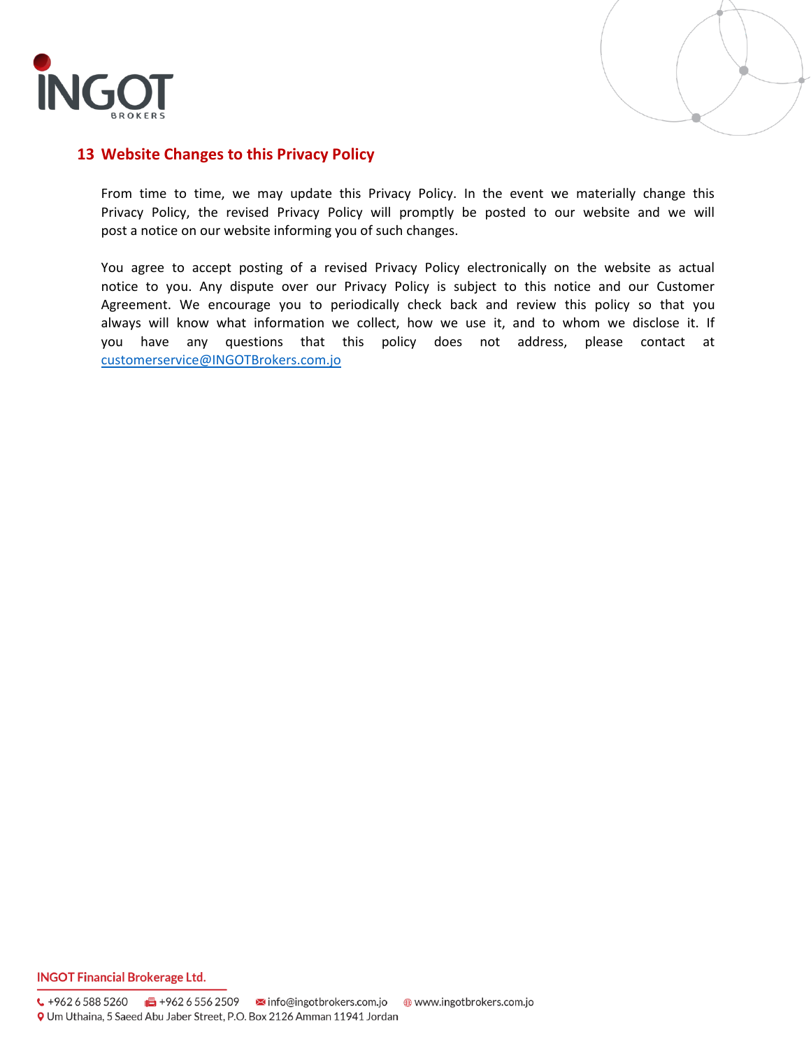## 13 Website Changes to this Privacy Policy

From time to time, we may update this Privacy Policy. In the event we materially change this Privacy Policy, the revised Privacy Policy will promptly be posted to our website and we will post a notice on our website informing you of such changes.

You agree to accept posting of a revised Privacy Policy electronically on the website as actual notice to you. Any dispute over our Privacy Policy is subject to this notice and our Customer Agreement. We encourage you to periodically check back and review this policy so that you always will know what information we collect, how we use it, and to whom we disclose it. If you have any questions that this policy does not address, please contact at customerservice@INGOTBrokers.com.jo